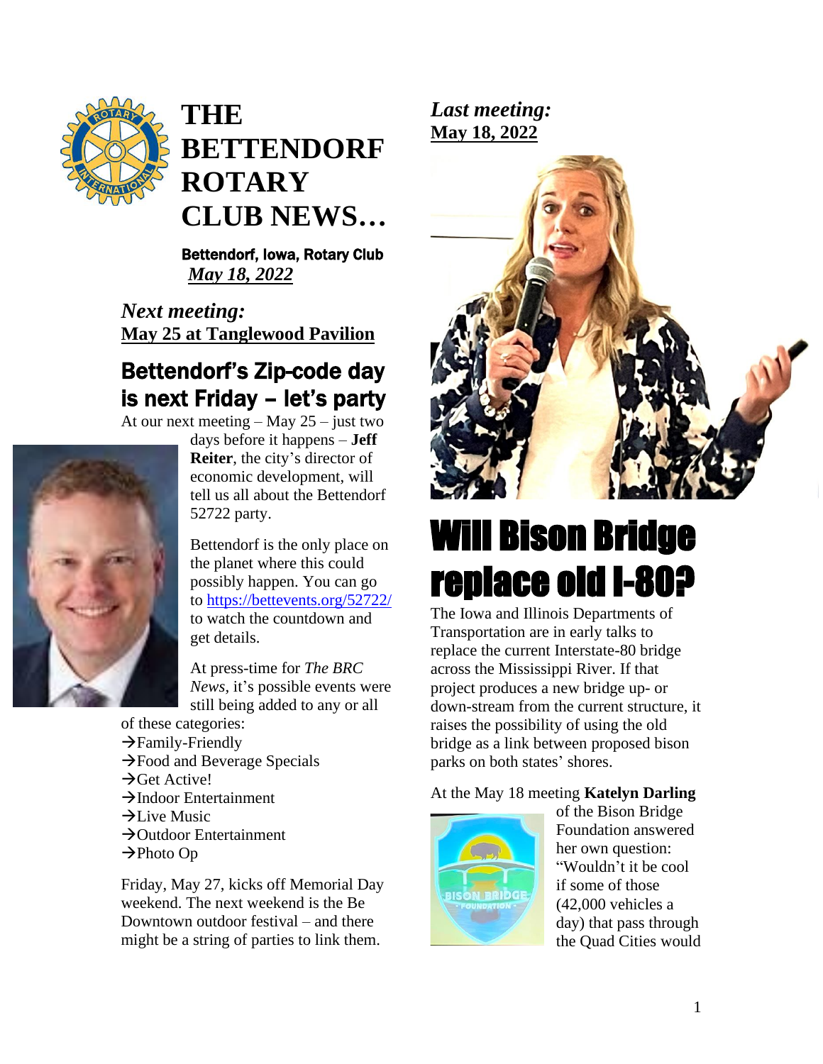# THE BETTENDORF ROTARY CLUB NEWS…

**Bettendorf, Iowa, Rotary Club**
***May 18, 2022***

***Next meeting:***
**May 25 at Tanglewood Pavilion**

## Bettendorf's Zip-code day is next Friday – let's party

At our next meeting – May 25 – just two days before it happens – **Jeff Reiter**, the city's director of economic development, will tell us all about the Bettendorf 52722 party.

Bettendorf is the only place on the planet where this could possibly happen. You can go to https://bettevents.org/52722/ to watch the countdown and get details.

At press-time for *The BRC News*, it's possible events were still being added to any or all of these categories:

→Family-Friendly
→Food and Beverage Specials
→Get Active!
→Indoor Entertainment
→Live Music
→Outdoor Entertainment
→Photo Op

Friday, May 27, kicks off Memorial Day weekend. The next weekend is the Be Downtown outdoor festival – and there might be a string of parties to link them.

***Last meeting:***
**May 18, 2022**

## Will Bison Bridge replace old I-80?

The Iowa and Illinois Departments of Transportation are in early talks to replace the current Interstate-80 bridge across the Mississippi River. If that project produces a new bridge up- or down-stream from the current structure, it raises the possibility of using the old bridge as a link between proposed bison parks on both states' shores.

At the May 18 meeting **Katelyn Darling** of the Bison Bridge Foundation answered her own question: "Wouldn't it be cool if some of those (42,000 vehicles a day) that pass through the Quad Cities would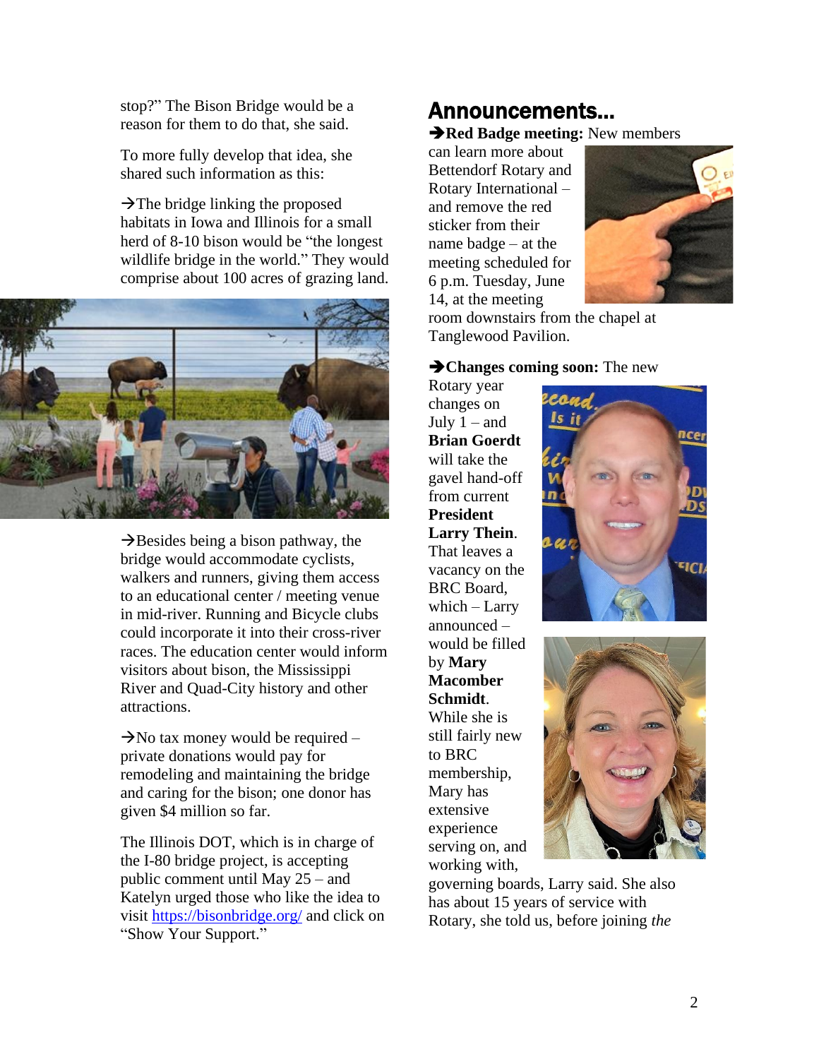stop?" The Bison Bridge would be a reason for them to do that, she said.

To more fully develop that idea, she shared such information as this:

→The bridge linking the proposed habitats in Iowa and Illinois for a small herd of 8-10 bison would be "the longest wildlife bridge in the world." They would comprise about 100 acres of grazing land.

→Besides being a bison pathway, the bridge would accommodate cyclists, walkers and runners, giving them access to an educational center / meeting venue in mid-river. Running and Bicycle clubs could incorporate it into their cross-river races. The education center would inform visitors about bison, the Mississippi River and Quad-City history and other attractions.

→No tax money would be required – private donations would pay for remodeling and maintaining the bridge and caring for the bison; one donor has given $4 million so far.

The Illinois DOT, which is in charge of the I-80 bridge project, is accepting public comment until May 25 – and Katelyn urged those who like the idea to visit [https://bisonbridge.org/](https://bisonbridge.org/) and click on "Show Your Support."

# Announcements…

➔**Red Badge meeting:** New members can learn more about Bettendorf Rotary and Rotary International – and remove the red sticker from their name badge – at the meeting scheduled for 6 p.m. Tuesday, June 14, at the meeting room downstairs from the chapel at Tanglewood Pavilion.

➔**Changes coming soon:** The new Rotary year changes on July 1 – and **Brian Goerdt** will take the gavel hand-off from current **President Larry Thein**. That leaves a vacancy on the BRC Board, which – Larry announced – would be filled by **Mary Macomber Schmidt**. While she is still fairly new to BRC membership, Mary has extensive experience serving on, and working with, governing boards, Larry said. She also has about 15 years of service with Rotary, she told us, before joining *the*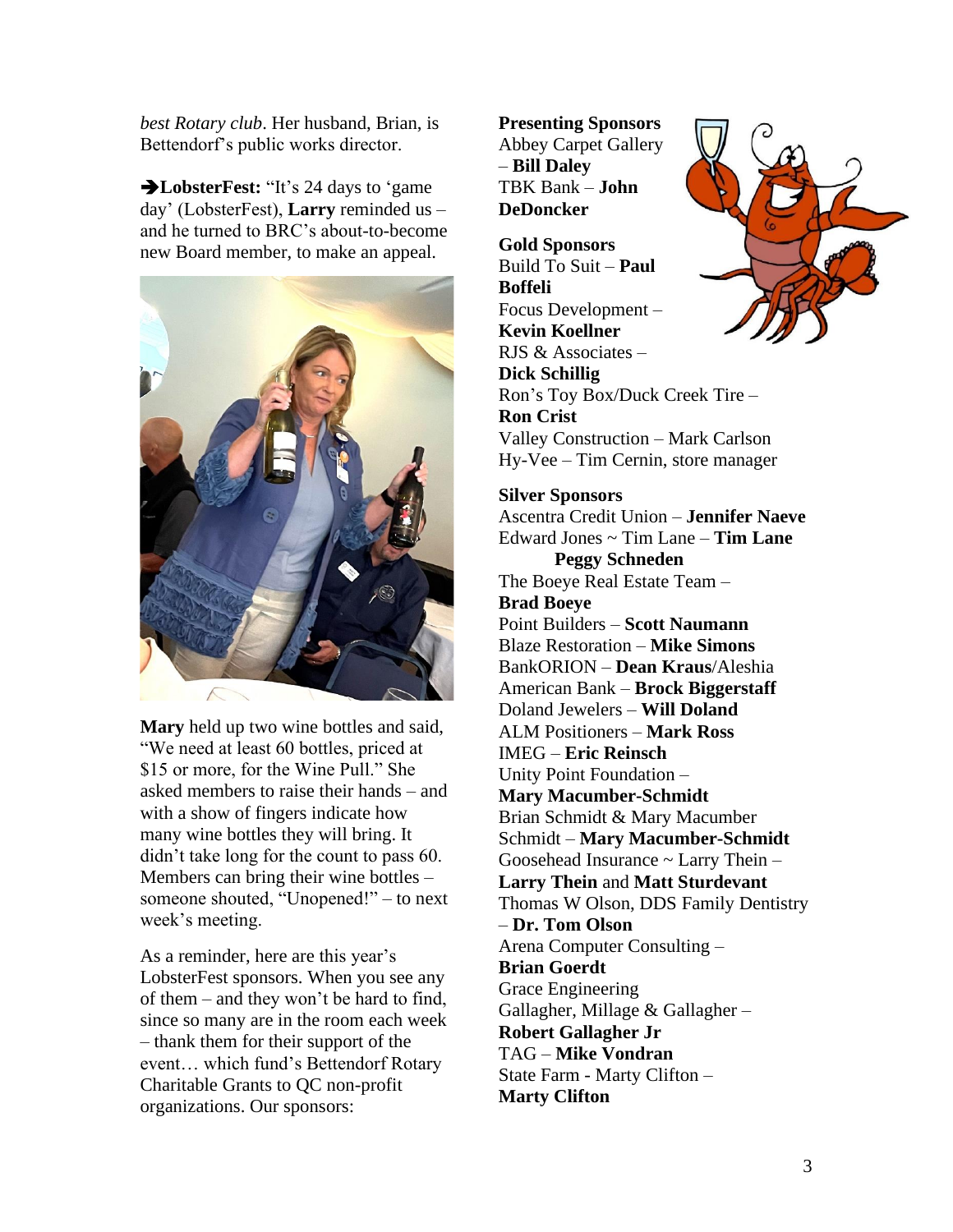*best Rotary club*. Her husband, Brian, is Bettendorf's public works director.

➔**LobsterFest:** "It's 24 days to 'game day' (LobsterFest), **Larry** reminded us – and he turned to BRC's about-to-become new Board member, to make an appeal.

**Mary** held up two wine bottles and said, "We need at least 60 bottles, priced at $15 or more, for the Wine Pull." She asked members to raise their hands – and with a show of fingers indicate how many wine bottles they will bring. It didn't take long for the count to pass 60. Members can bring their wine bottles – someone shouted, "Unopened!" – to next week's meeting.

As a reminder, here are this year's LobsterFest sponsors. When you see any of them – and they won't be hard to find, since so many are in the room each week – thank them for their support of the event… which fund's Bettendorf Rotary Charitable Grants to QC non-profit organizations. Our sponsors:

**Presenting Sponsors**
Abbey Carpet Gallery – **Bill Daley**
TBK Bank – **John DeDoncker**

**Gold Sponsors**
Build To Suit – **Paul Boffeli**
Focus Development – **Kevin Koellner**
RJS & Associates – **Dick Schillig**
Ron's Toy Box/Duck Creek Tire – **Ron Crist**
Valley Construction – Mark Carlson
Hy-Vee – Tim Cernin, store manager

**Silver Sponsors**
Ascentra Credit Union – **Jennifer Naeve**
Edward Jones ~ Tim Lane – **Tim Lane**
**Peggy Schneden**
The Boeye Real Estate Team – **Brad Boeye**
Point Builders – **Scott Naumann**
Blaze Restoration – **Mike Simons**
BankORION – **Dean Kraus**/Aleshia
American Bank – **Brock Biggerstaff**
Doland Jewelers – **Will Doland**
ALM Positioners – **Mark Ross**
IMEG – **Eric Reinsch**
Unity Point Foundation – **Mary Macumber-Schmidt**
Brian Schmidt & Mary Macumber Schmidt – **Mary Macumber-Schmidt**
Goosehead Insurance ~ Larry Thein – **Larry Thein** and **Matt Sturdevant**
Thomas W Olson, DDS Family Dentistry – **Dr. Tom Olson**
Arena Computer Consulting – **Brian Goerdt**
Grace Engineering
Gallagher, Millage & Gallagher – **Robert Gallagher Jr**
TAG – **Mike Vondran**
State Farm - Marty Clifton – **Marty Clifton**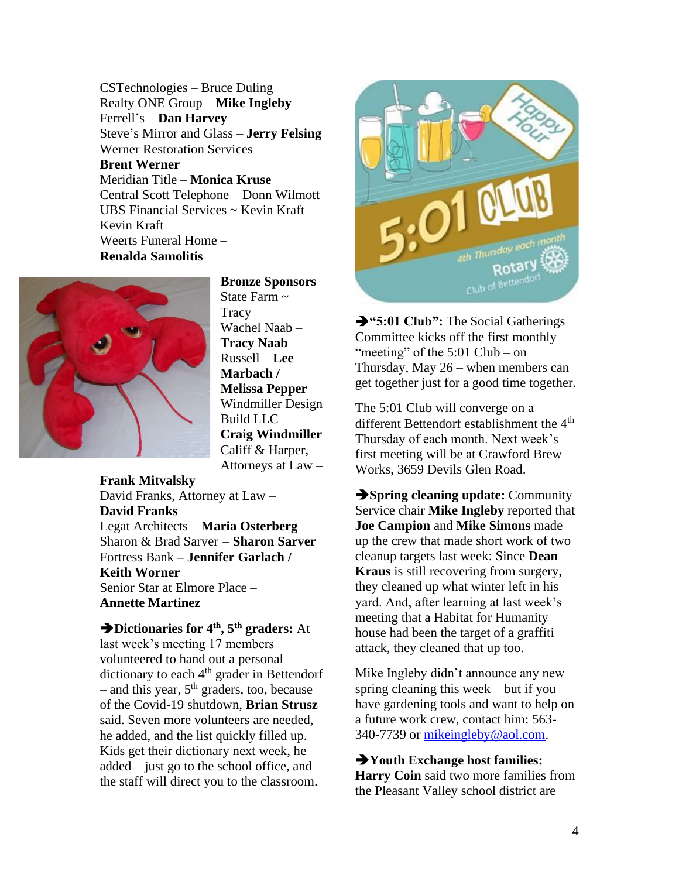CSTechnologies – Bruce Duling
Realty ONE Group – **Mike Ingleby**
Ferrell's – **Dan Harvey**
Steve's Mirror and Glass – **Jerry Felsing**
Werner Restoration Services – **Brent Werner**
Meridian Title – **Monica Kruse**
Central Scott Telephone – Donn Wilmott
UBS Financial Services ~ Kevin Kraft – Kevin Kraft
Weerts Funeral Home – **Renalda Samolitis**

**Bronze Sponsors**
State Farm ~ Tracy
Wachel Naab – **Tracy Naab**
Russell – **Lee Marbach / Melissa Pepper**
Windmiller Design Build LLC – **Craig Windmiller**
Califf & Harper, Attorneys at Law – **Frank Mitvalsky**
David Franks, Attorney at Law – **David Franks**
Legat Architects – **Maria Osterberg**
Sharon & Brad Sarver – **Sharon Sarver**
Fortress Bank **– Jennifer Garlach / Keith Worner**
Senior Star at Elmore Place – **Annette Martinez**

➔**Dictionaries for 4th, 5th graders:** At last week's meeting 17 members volunteered to hand out a personal dictionary to each 4th grader in Bettendorf – and this year, 5th graders, too, because of the Covid-19 shutdown, **Brian Strusz** said. Seven more volunteers are needed, he added, and the list quickly filled up. Kids get their dictionary next week, he added – just go to the school office, and the staff will direct you to the classroom.

Happy Hour
5:01 CLUB
4th Thursday each month
Rotary
Club of Bettendorf

➔**"5:01 Club":** The Social Gatherings Committee kicks off the first monthly "meeting" of the 5:01 Club – on Thursday, May 26 – when members can get together just for a good time together.

The 5:01 Club will converge on a different Bettendorf establishment the 4th Thursday of each month. Next week's first meeting will be at Crawford Brew Works, 3659 Devils Glen Road.

➔**Spring cleaning update:** Community Service chair **Mike Ingleby** reported that **Joe Campion** and **Mike Simons** made up the crew that made short work of two cleanup targets last week: Since **Dean Kraus** is still recovering from surgery, they cleaned up what winter left in his yard. And, after learning at last week's meeting that a Habitat for Humanity house had been the target of a graffiti attack, they cleaned that up too.

Mike Ingleby didn't announce any new spring cleaning this week – but if you have gardening tools and want to help on a future work crew, contact him: 563-340-7739 or mikeingleby@aol.com.

➔**Youth Exchange host families: Harry Coin** said two more families from the Pleasant Valley school district are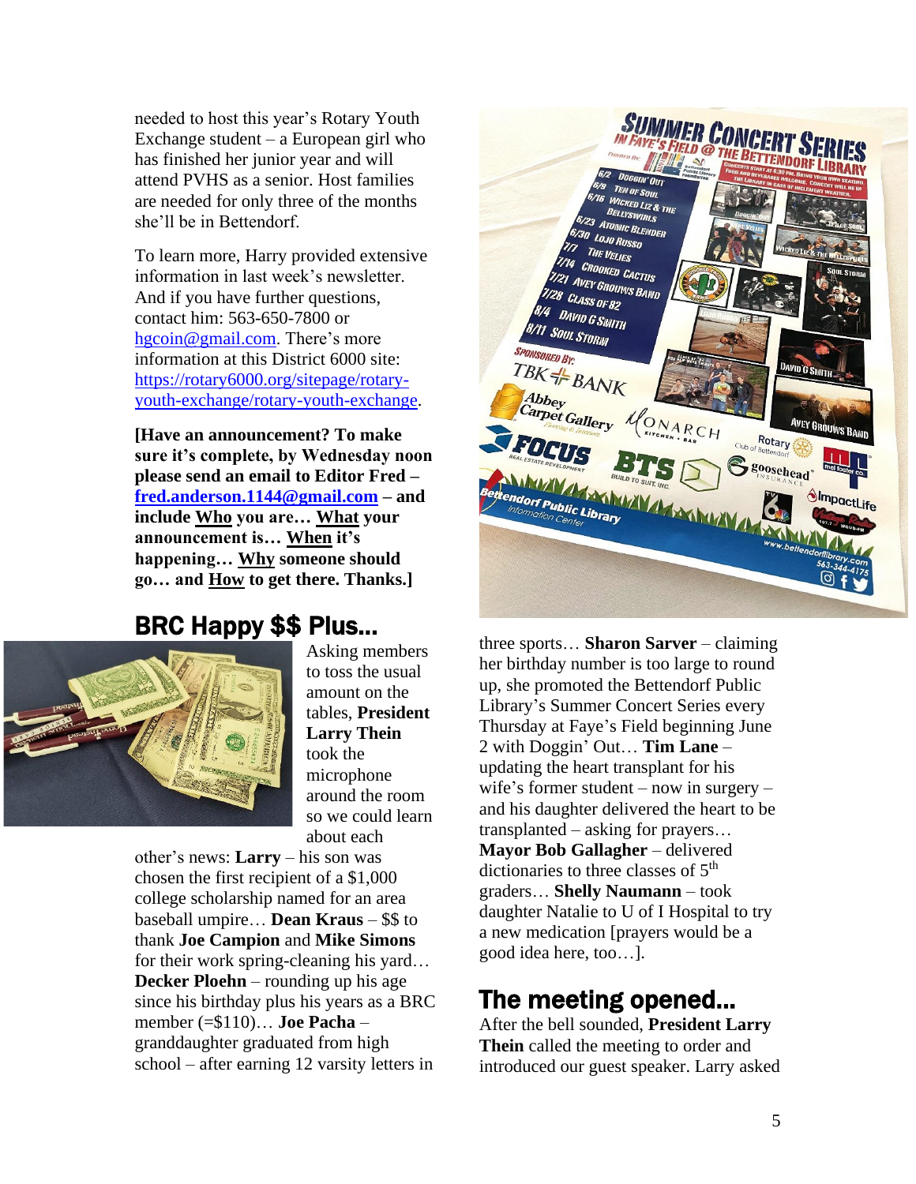needed to host this year's Rotary Youth Exchange student – a European girl who has finished her junior year and will attend PVHS as a senior. Host families are needed for only three of the months she'll be in Bettendorf.

To learn more, Harry provided extensive information in last week's newsletter. And if you have further questions, contact him: 563-650-7800 or hgcoin@gmail.com. There's more information at this District 6000 site: https://rotary6000.org/sitepage/rotary-youth-exchange/rotary-youth-exchange.

**[Have an announcement? To make sure it's complete, by Wednesday noon please send an email to Editor Fred – fred.anderson.1144@gmail.com – and include Who you are… What your announcement is… When it's happening… Why someone should go… and How to get there. Thanks.]**

## BRC Happy $$ Plus…

Asking members to toss the usual amount on the tables, **President Larry Thein** took the microphone around the room so we could learn about each other's news: **Larry** – his son was chosen the first recipient of a $1,000 college scholarship named for an area baseball umpire… **Dean Kraus** – $$ to thank **Joe Campion** and **Mike Simons** for their work spring-cleaning his yard… **Decker Ploehn** – rounding up his age since his birthday plus his years as a BRC member (=$110)… **Joe Pacha** – granddaughter graduated from high school – after earning 12 varsity letters in three sports… **Sharon Sarver** – claiming her birthday number is too large to round up, she promoted the Bettendorf Public Library's Summer Concert Series every Thursday at Faye's Field beginning June 2 with Doggin' Out… **Tim Lane** – updating the heart transplant for his wife's former student – now in surgery – and his daughter delivered the heart to be transplanted – asking for prayers… **Mayor Bob Gallagher** – delivered dictionaries to three classes of 5th graders… **Shelly Naumann** – took daughter Natalie to U of I Hospital to try a new medication [prayers would be a good idea here, too…].

## The meeting opened…

After the bell sounded, **President Larry Thein** called the meeting to order and introduced our guest speaker. Larry asked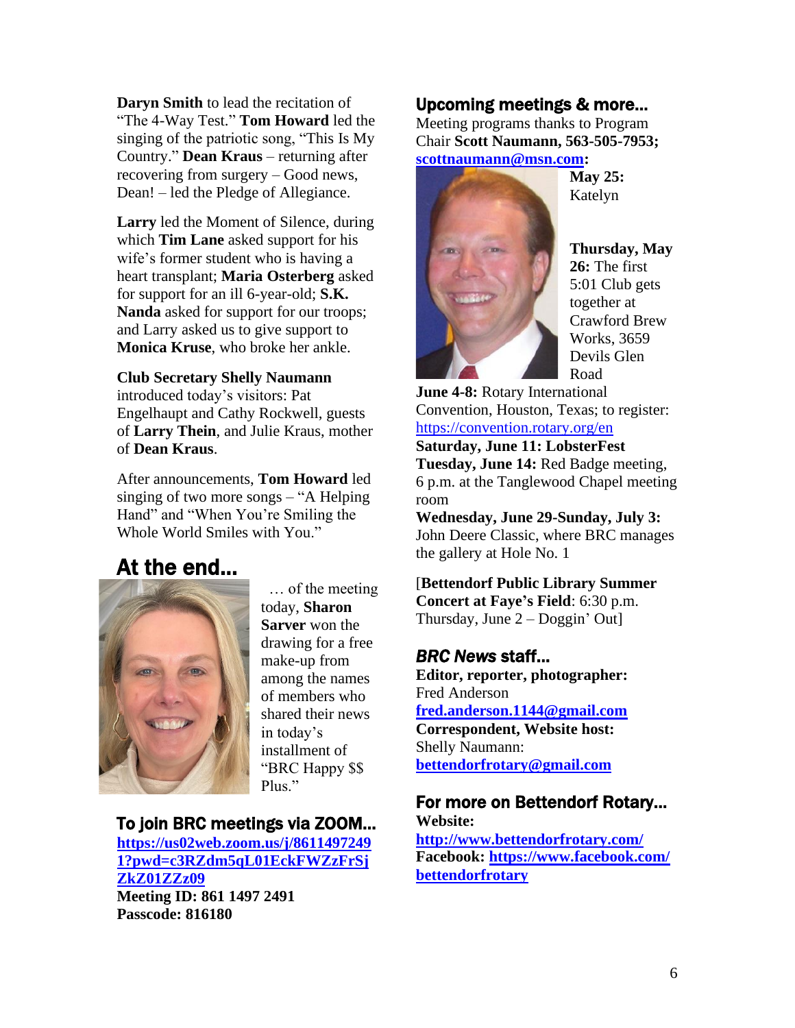**Daryn Smith** to lead the recitation of "The 4-Way Test." **Tom Howard** led the singing of the patriotic song, "This Is My Country." **Dean Kraus** – returning after recovering from surgery – Good news, Dean! – led the Pledge of Allegiance.

**Larry** led the Moment of Silence, during which **Tim Lane** asked support for his wife's former student who is having a heart transplant; **Maria Osterberg** asked for support for an ill 6-year-old; **S.K. Nanda** asked for support for our troops; and Larry asked us to give support to **Monica Kruse**, who broke her ankle.

**Club Secretary Shelly Naumann** introduced today's visitors: Pat Engelhaupt and Cathy Rockwell, guests of **Larry Thein**, and Julie Kraus, mother of **Dean Kraus**.

After announcements, **Tom Howard** led singing of two more songs – "A Helping Hand" and "When You're Smiling the Whole World Smiles with You."

## At the end…

… of the meeting today, **Sharon Sarver** won the drawing for a free make-up from among the names of members who shared their news in today's installment of "BRC Happy $$ Plus."

## To join BRC meetings via ZOOM…

**https://us02web.zoom.us/j/86114972491?pwd=c3RZdm5qL01EckFWZzFrSjZkZ01ZZz09**

**Meeting ID: 861 1497 2491**

**Passcode: 816180**

## Upcoming meetings & more…

Meeting programs thanks to Program Chair **Scott Naumann, 563-505-7953; scottnaumann@msn.com:**

**May 25:** Katelyn

**Thursday, May 26:** The first 5:01 Club gets together at Crawford Brew Works, 3659 Devils Glen Road

**June 4-8:** Rotary International Convention, Houston, Texas; to register: https://convention.rotary.org/en

**Saturday, June 11: LobsterFest**

**Tuesday, June 14:** Red Badge meeting, 6 p.m. at the Tanglewood Chapel meeting room

**Wednesday, June 29-Sunday, July 3:** John Deere Classic, where BRC manages the gallery at Hole No. 1

[**Bettendorf Public Library Summer Concert at Faye's Field**: 6:30 p.m. Thursday, June 2 – Doggin' Out]

## *BRC News* staff…

**Editor, reporter, photographer:** Fred Anderson **fred.anderson.1144@gmail.com**

**Correspondent, Website host:** Shelly Naumann: **bettendorfrotary@gmail.com**

## For more on Bettendorf Rotary…

**Website: http://www.bettendorfrotary.com/**

**Facebook: https://www.facebook.com/bettendorfrotary**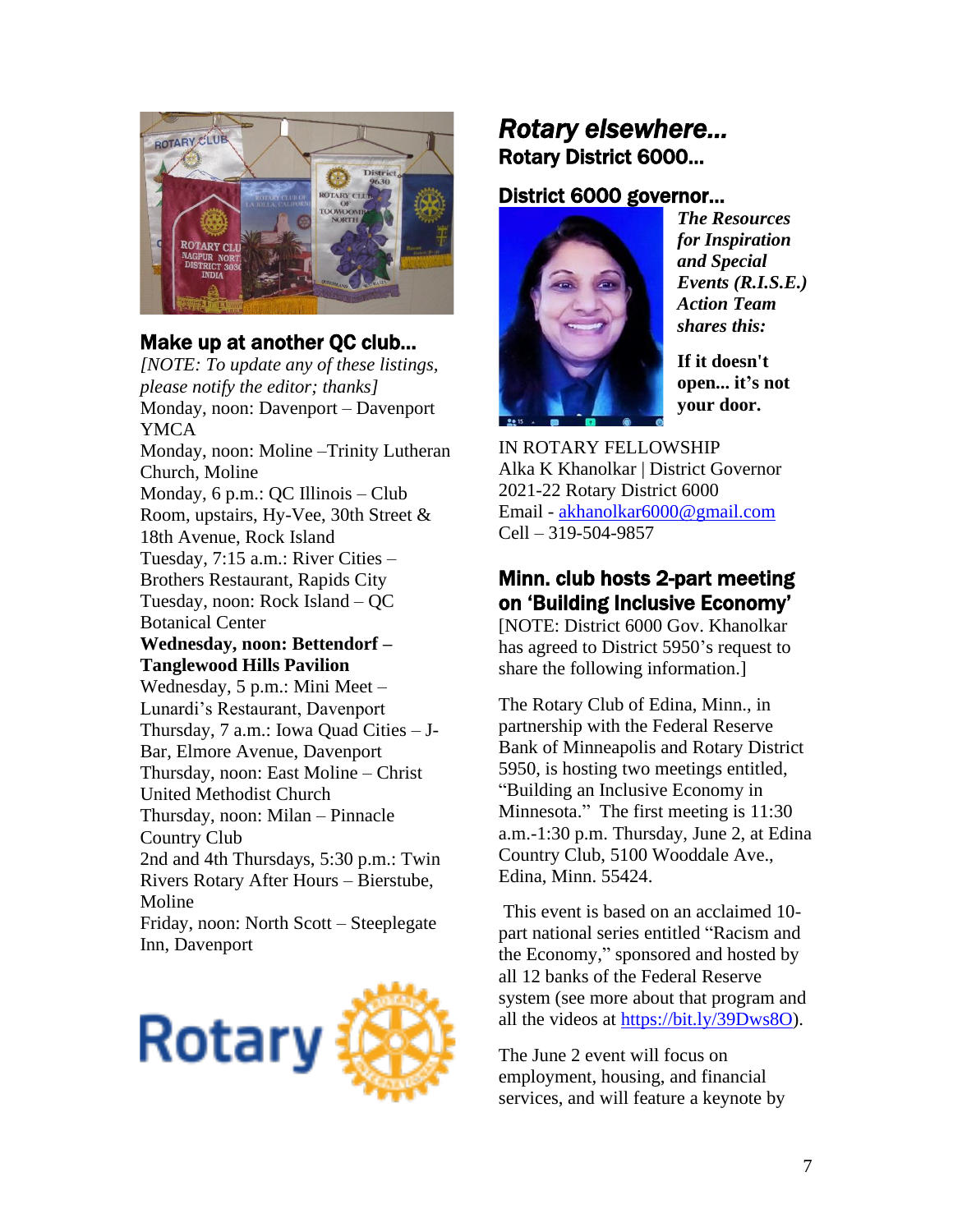## Make up at another QC club...

*[NOTE: To update any of these listings, please notify the editor; thanks]*

Monday, noon: Davenport – Davenport YMCA
Monday, noon: Moline –Trinity Lutheran Church, Moline
Monday, 6 p.m.: QC Illinois – Club Room, upstairs, Hy-Vee, 30th Street & 18th Avenue, Rock Island
Tuesday, 7:15 a.m.: River Cities – Brothers Restaurant, Rapids City
Tuesday, noon: Rock Island – QC Botanical Center
**Wednesday, noon: Bettendorf – Tanglewood Hills Pavilion**
Wednesday, 5 p.m.: Mini Meet – Lunardi's Restaurant, Davenport
Thursday, 7 a.m.: Iowa Quad Cities – J-Bar, Elmore Avenue, Davenport
Thursday, noon: East Moline – Christ United Methodist Church
Thursday, noon: Milan – Pinnacle Country Club
2nd and 4th Thursdays, 5:30 p.m.: Twin Rivers Rotary After Hours – Bierstube, Moline
Friday, noon: North Scott – Steeplegate Inn, Davenport

# *Rotary elsewhere...*

## Rotary District 6000...

### District 6000 governor...

***The Resources for Inspiration and Special Events (R.I.S.E.) Action Team shares this:***

**If it doesn't open... it's not your door.**

IN ROTARY FELLOWSHIP
Alka K Khanolkar | District Governor
2021-22 Rotary District 6000
Email - akhanolkar6000@gmail.com
Cell – 319-504-9857

### Minn. club hosts 2-part meeting on 'Building Inclusive Economy'

[NOTE: District 6000 Gov. Khanolkar has agreed to District 5950's request to share the following information.]

The Rotary Club of Edina, Minn., in partnership with the Federal Reserve Bank of Minneapolis and Rotary District 5950, is hosting two meetings entitled, "Building an Inclusive Economy in Minnesota." The first meeting is 11:30 a.m.-1:30 p.m. Thursday, June 2, at Edina Country Club, 5100 Wooddale Ave., Edina, Minn. 55424.

This event is based on an acclaimed 10-part national series entitled "Racism and the Economy," sponsored and hosted by all 12 banks of the Federal Reserve system (see more about that program and all the videos at https://bit.ly/39Dws8O).

The June 2 event will focus on employment, housing, and financial services, and will feature a keynote by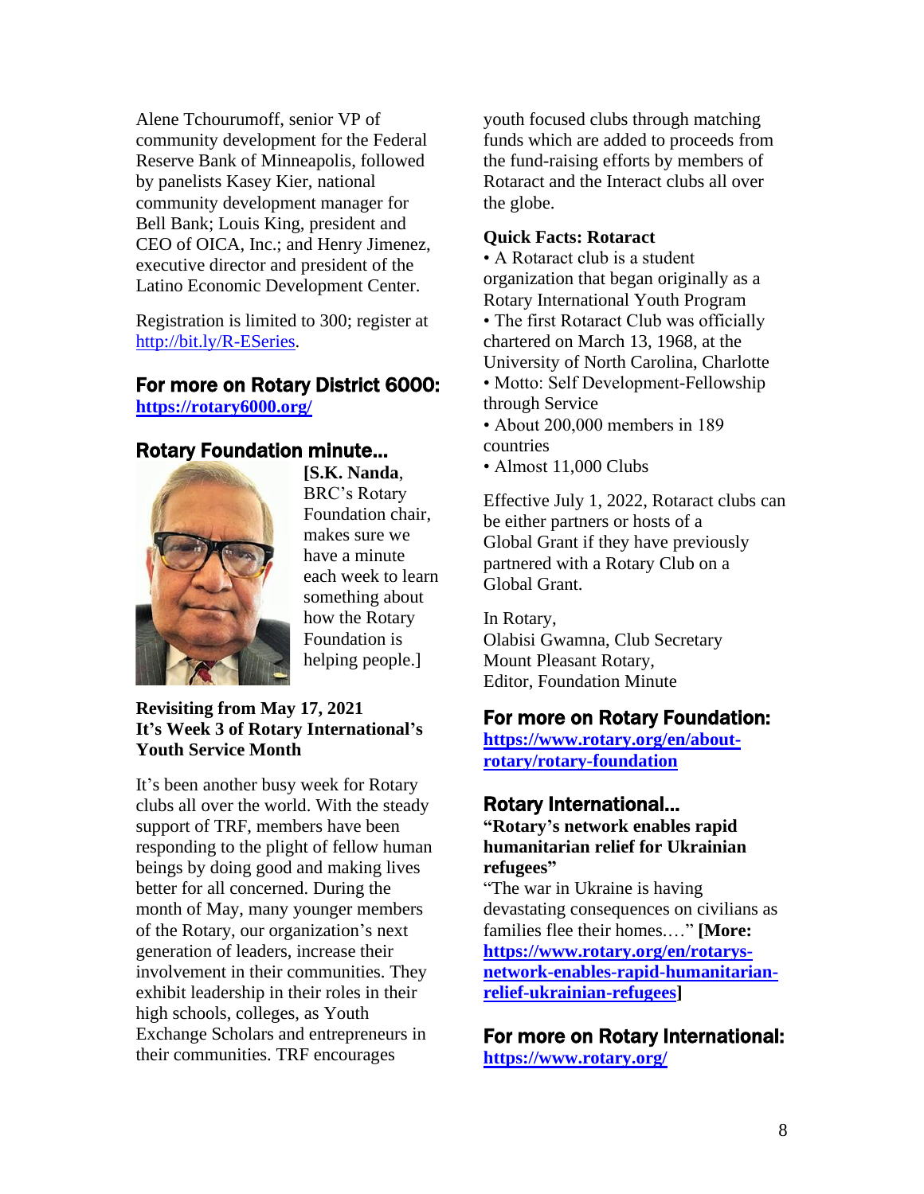Alene Tchourumoff, senior VP of community development for the Federal Reserve Bank of Minneapolis, followed by panelists Kasey Kier, national community development manager for Bell Bank; Louis King, president and CEO of OICA, Inc.; and Henry Jimenez, executive director and president of the Latino Economic Development Center.

Registration is limited to 300; register at http://bit.ly/R-ESeries.

## For more on Rotary District 6000:

**https://rotary6000.org/**

## Rotary Foundation minute…

**[S.K. Nanda**, BRC's Rotary Foundation chair, makes sure we have a minute each week to learn something about how the Rotary Foundation is helping people.]

**Revisiting from May 17, 2021**
**It's Week 3 of Rotary International's Youth Service Month**

It's been another busy week for Rotary clubs all over the world. With the steady support of TRF, members have been responding to the plight of fellow human beings by doing good and making lives better for all concerned. During the month of May, many younger members of the Rotary, our organization's next generation of leaders, increase their involvement in their communities. They exhibit leadership in their roles in their high schools, colleges, as Youth Exchange Scholars and entrepreneurs in their communities. TRF encourages youth focused clubs through matching funds which are added to proceeds from the fund-raising efforts by members of Rotaract and the Interact clubs all over the globe.

**Quick Facts: Rotaract**

- A Rotaract club is a student organization that began originally as a Rotary International Youth Program
- The first Rotaract Club was officially chartered on March 13, 1968, at the University of North Carolina, Charlotte
- Motto: Self Development-Fellowship through Service
- About 200,000 members in 189 countries
- Almost 11,000 Clubs

Effective July 1, 2022, Rotaract clubs can be either partners or hosts of a Global Grant if they have previously partnered with a Rotary Club on a Global Grant.

In Rotary,
Olabisi Gwamna, Club Secretary
Mount Pleasant Rotary,
Editor, Foundation Minute

## For more on Rotary Foundation:

**https://www.rotary.org/en/about-rotary/rotary-foundation**

## Rotary International…

**"Rotary's network enables rapid humanitarian relief for Ukrainian refugees"**

"The war in Ukraine is having devastating consequences on civilians as families flee their homes.…" **[More: https://www.rotary.org/en/rotarys-network-enables-rapid-humanitarian-relief-ukrainian-refugees]**

## For more on Rotary International:

**https://www.rotary.org/**